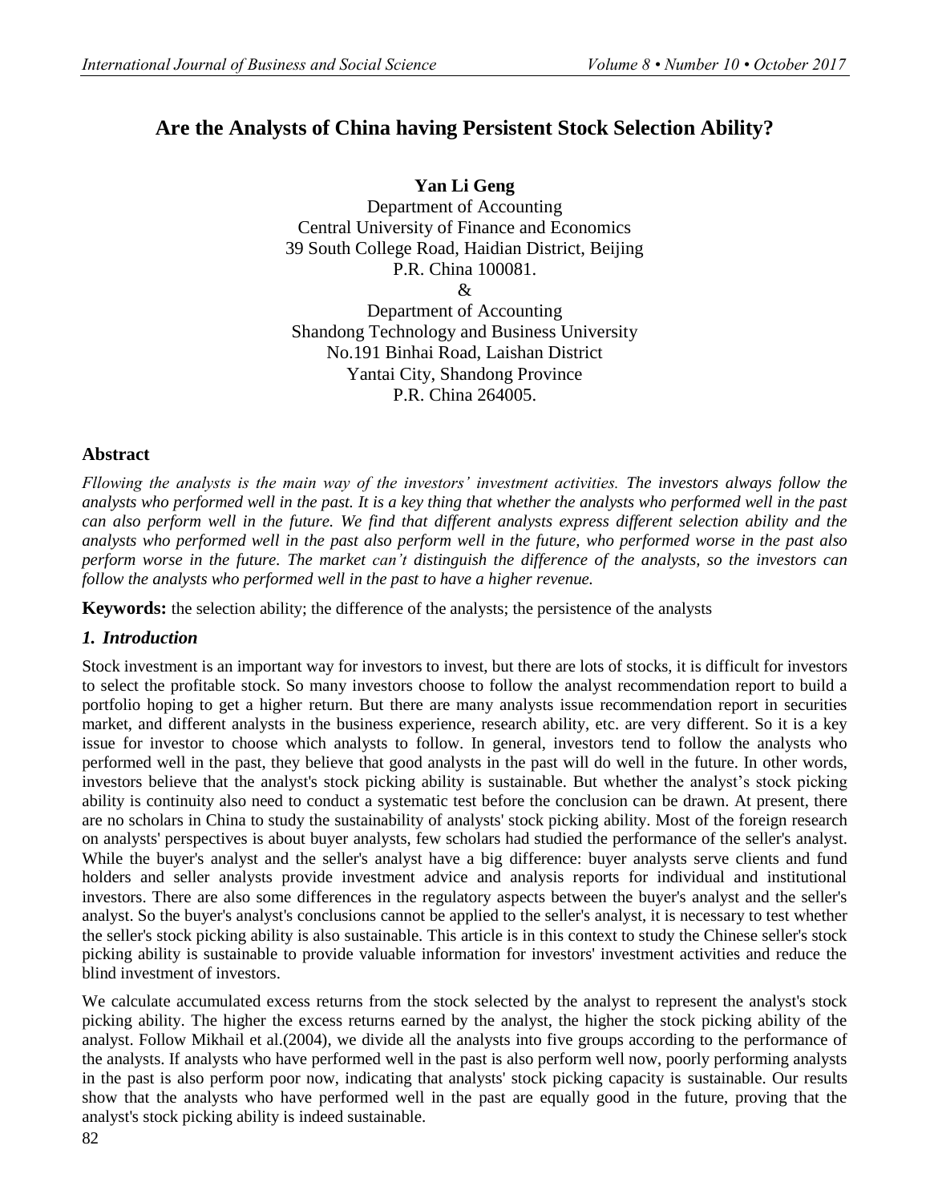# Are the Analysts of China having Persistent Stock Selection Ability?

**Yan Li Geng**
Department of Accounting
Central University of Finance and Economics
39 South College Road, Haidian District, Beijing
P.R. China 100081.
&
Department of Accounting
Shandong Technology and Business University
No.191 Binhai Road, Laishan District
Yantai City, Shandong Province
P.R. China 264005.

## Abstract

*Fllowing the analysts is the main way of the investors' investment activities. The investors always follow the analysts who performed well in the past. It is a key thing that whether the analysts who performed well in the past can also perform well in the future. We find that different analysts express different selection ability and the analysts who performed well in the past also perform well in the future, who performed worse in the past also perform worse in the future. The market can't distinguish the difference of the analysts, so the investors can follow the analysts who performed well in the past to have a higher revenue.*

**Keywords:** the selection ability; the difference of the analysts; the persistence of the analysts

## 1. Introduction

Stock investment is an important way for investors to invest, but there are lots of stocks, it is difficult for investors to select the profitable stock. So many investors choose to follow the analyst recommendation report to build a portfolio hoping to get a higher return. But there are many analysts issue recommendation report in securities market, and different analysts in the business experience, research ability, etc. are very different. So it is a key issue for investor to choose which analysts to follow. In general, investors tend to follow the analysts who performed well in the past, they believe that good analysts in the past will do well in the future. In other words, investors believe that the analyst's stock picking ability is sustainable. But whether the analyst's stock picking ability is continuity also need to conduct a systematic test before the conclusion can be drawn. At present, there are no scholars in China to study the sustainability of analysts' stock picking ability. Most of the foreign research on analysts' perspectives is about buyer analysts, few scholars had studied the performance of the seller's analyst. While the buyer's analyst and the seller's analyst have a big difference: buyer analysts serve clients and fund holders and seller analysts provide investment advice and analysis reports for individual and institutional investors. There are also some differences in the regulatory aspects between the buyer's analyst and the seller's analyst. So the buyer's analyst's conclusions cannot be applied to the seller's analyst, it is necessary to test whether the seller's stock picking ability is also sustainable. This article is in this context to study the Chinese seller's stock picking ability is sustainable to provide valuable information for investors' investment activities and reduce the blind investment of investors.

We calculate accumulated excess returns from the stock selected by the analyst to represent the analyst's stock picking ability. The higher the excess returns earned by the analyst, the higher the stock picking ability of the analyst. Follow Mikhail et al.(2004), we divide all the analysts into five groups according to the performance of the analysts. If analysts who have performed well in the past is also perform well now, poorly performing analysts in the past is also perform poor now, indicating that analysts' stock picking capacity is sustainable. Our results show that the analysts who have performed well in the past are equally good in the future, proving that the analyst's stock picking ability is indeed sustainable.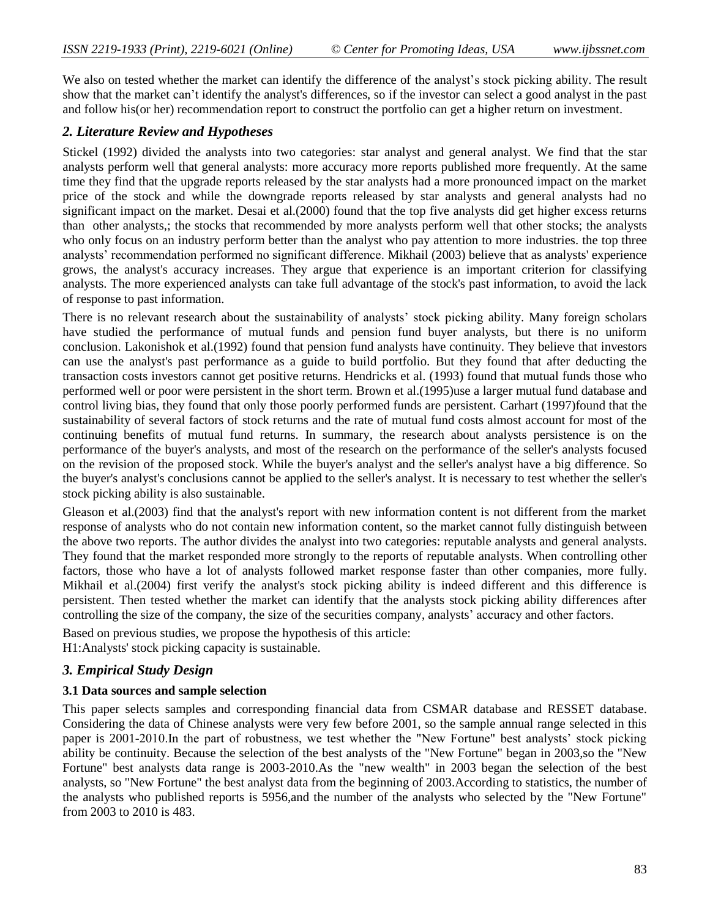We also on tested whether the market can identify the difference of the analyst's stock picking ability. The result show that the market can't identify the analyst's differences, so if the investor can select a good analyst in the past and follow his(or her) recommendation report to construct the portfolio can get a higher return on investment.

## *2. Literature Review and Hypotheses*

Stickel (1992) divided the analysts into two categories: star analyst and general analyst. We find that the star analysts perform well that general analysts: more accuracy more reports published more frequently. At the same time they find that the upgrade reports released by the star analysts had a more pronounced impact on the market price of the stock and while the downgrade reports released by star analysts and general analysts had no significant impact on the market. Desai et al.(2000) found that the top five analysts did get higher excess returns than other analysts,; the stocks that recommended by more analysts perform well that other stocks; the analysts who only focus on an industry perform better than the analyst who pay attention to more industries. the top three analysts' recommendation performed no significant difference. Mikhail (2003) believe that as analysts' experience grows, the analyst's accuracy increases. They argue that experience is an important criterion for classifying analysts. The more experienced analysts can take full advantage of the stock's past information, to avoid the lack of response to past information.

There is no relevant research about the sustainability of analysts' stock picking ability. Many foreign scholars have studied the performance of mutual funds and pension fund buyer analysts, but there is no uniform conclusion. Lakonishok et al.(1992) found that pension fund analysts have continuity. They believe that investors can use the analyst's past performance as a guide to build portfolio. But they found that after deducting the transaction costs investors cannot get positive returns. Hendricks et al. (1993) found that mutual funds those who performed well or poor were persistent in the short term. Brown et al.(1995)use a larger mutual fund database and control living bias, they found that only those poorly performed funds are persistent. Carhart (1997)found that the sustainability of several factors of stock returns and the rate of mutual fund costs almost account for most of the continuing benefits of mutual fund returns. In summary, the research about analysts persistence is on the performance of the buyer's analysts, and most of the research on the performance of the seller's analysts focused on the revision of the proposed stock. While the buyer's analyst and the seller's analyst have a big difference. So the buyer's analyst's conclusions cannot be applied to the seller's analyst. It is necessary to test whether the seller's stock picking ability is also sustainable.

Gleason et al.(2003) find that the analyst's report with new information content is not different from the market response of analysts who do not contain new information content, so the market cannot fully distinguish between the above two reports. The author divides the analyst into two categories: reputable analysts and general analysts. They found that the market responded more strongly to the reports of reputable analysts. When controlling other factors, those who have a lot of analysts followed market response faster than other companies, more fully. Mikhail et al.(2004) first verify the analyst's stock picking ability is indeed different and this difference is persistent. Then tested whether the market can identify that the analysts stock picking ability differences after controlling the size of the company, the size of the securities company, analysts' accuracy and other factors.

Based on previous studies, we propose the hypothesis of this article:
H1:Analysts' stock picking capacity is sustainable.

## *3. Empirical Study Design*

### 3.1 Data sources and sample selection

This paper selects samples and corresponding financial data from CSMAR database and RESSET database. Considering the data of Chinese analysts were very few before 2001, so the sample annual range selected in this paper is 2001-2010.In the part of robustness, we test whether the "New Fortune" best analysts' stock picking ability be continuity. Because the selection of the best analysts of the "New Fortune" began in 2003,so the "New Fortune" best analysts data range is 2003-2010.As the "new wealth" in 2003 began the selection of the best analysts, so "New Fortune" the best analyst data from the beginning of 2003.According to statistics, the number of the analysts who published reports is 5956,and the number of the analysts who selected by the "New Fortune" from 2003 to 2010 is 483.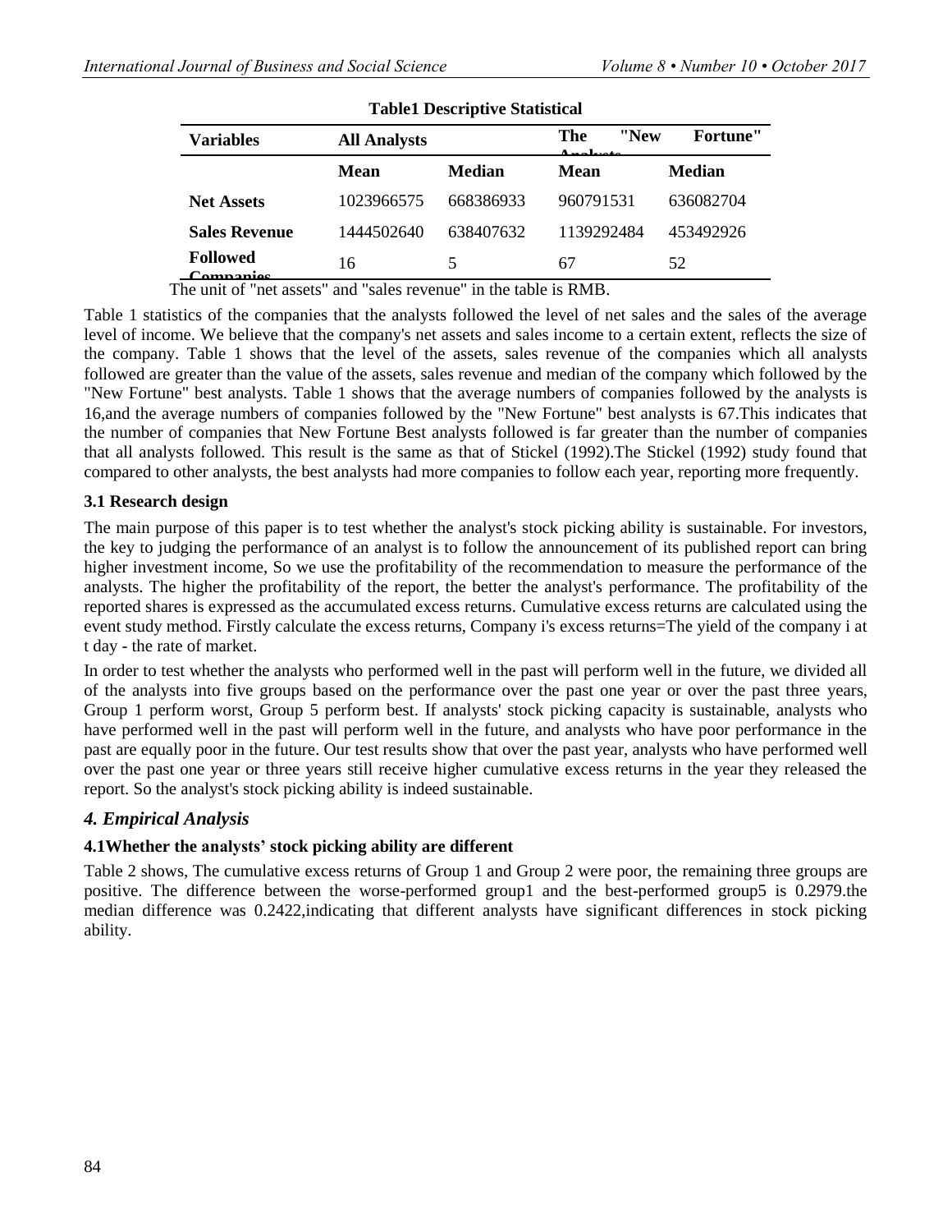**Table1 Descriptive Statistical**

| Variables | All Analysts | | The "New Fortune" Analysts | |
|---|---|---|---|---|
| | **Mean** | **Median** | **Mean** | **Median** |
| **Net Assets** | 1023966575 | 668386933 | 960791531 | 636082704 |
| **Sales Revenue** | 1444502640 | 638407632 | 1139292484 | 453492926 |
| **Followed Companies** | 16 | 5 | 67 | 52 |

The unit of "net assets" and "sales revenue" in the table is RMB.

Table 1 statistics of the companies that the analysts followed the level of net sales and the sales of the average level of income. We believe that the company's net assets and sales income to a certain extent, reflects the size of the company. Table 1 shows that the level of the assets, sales revenue of the companies which all analysts followed are greater than the value of the assets, sales revenue and median of the company which followed by the "New Fortune" best analysts. Table 1 shows that the average numbers of companies followed by the analysts is 16,and the average numbers of companies followed by the "New Fortune" best analysts is 67.This indicates that the number of companies that New Fortune Best analysts followed is far greater than the number of companies that all analysts followed. This result is the same as that of Stickel (1992).The Stickel (1992) study found that compared to other analysts, the best analysts had more companies to follow each year, reporting more frequently.

### 3.1 Research design

The main purpose of this paper is to test whether the analyst's stock picking ability is sustainable. For investors, the key to judging the performance of an analyst is to follow the announcement of its published report can bring higher investment income, So we use the profitability of the recommendation to measure the performance of the analysts. The higher the profitability of the report, the better the analyst's performance. The profitability of the reported shares is expressed as the accumulated excess returns. Cumulative excess returns are calculated using the event study method. Firstly calculate the excess returns, Company i's excess returns=The yield of the company i at t day - the rate of market.

In order to test whether the analysts who performed well in the past will perform well in the future, we divided all of the analysts into five groups based on the performance over the past one year or over the past three years, Group 1 perform worst, Group 5 perform best. If analysts' stock picking capacity is sustainable, analysts who have performed well in the past will perform well in the future, and analysts who have poor performance in the past are equally poor in the future. Our test results show that over the past year, analysts who have performed well over the past one year or three years still receive higher cumulative excess returns in the year they released the report. So the analyst's stock picking ability is indeed sustainable.

## *4. Empirical Analysis*

### 4.1Whether the analysts' stock picking ability are different

Table 2 shows, The cumulative excess returns of Group 1 and Group 2 were poor, the remaining three groups are positive. The difference between the worse-performed group1 and the best-performed group5 is 0.2979.the median difference was 0.2422,indicating that different analysts have significant differences in stock picking ability.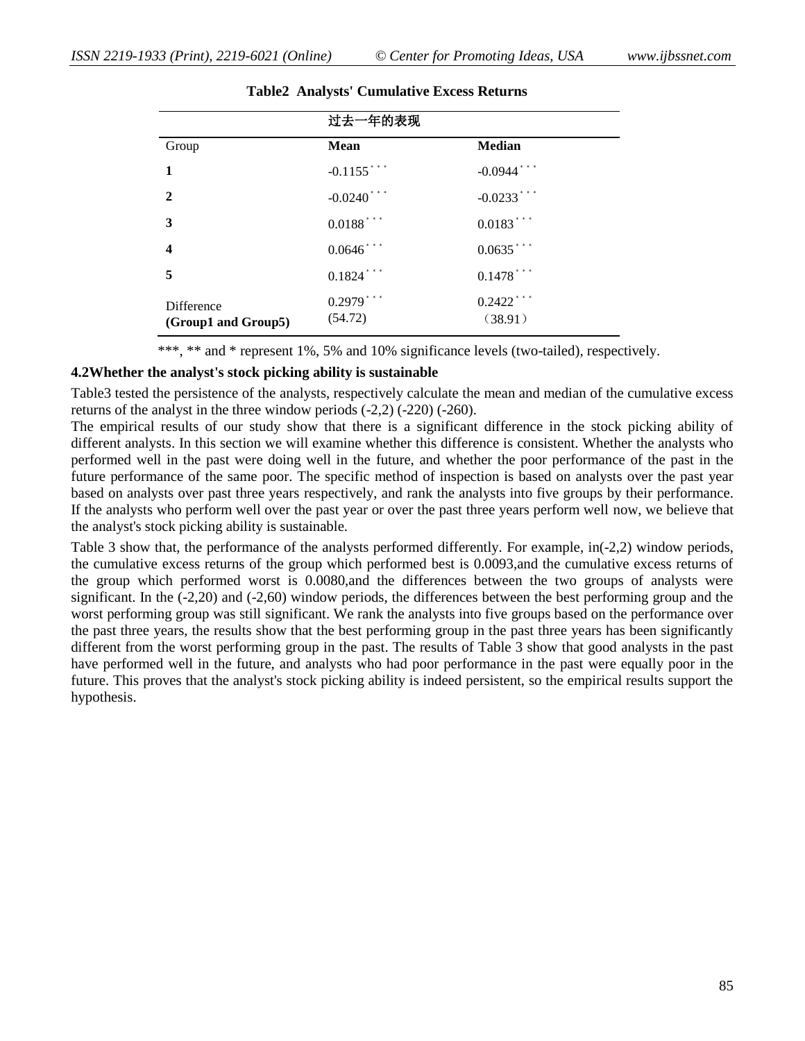**Table2 Analysts' Cumulative Excess Returns**

| | 过去一年的表现 | |
|---|---|---|
| Group | **Mean** | **Median** |
| **1** | -0.1155*** | -0.0944*** |
| **2** | -0.0240*** | -0.0233*** |
| **3** | 0.0188*** | 0.0183*** |
| **4** | 0.0646*** | 0.0635*** |
| **5** | 0.1824*** | 0.1478*** |
| Difference **(Group1 and Group5)** | 0.2979*** (54.72) | 0.2422*** （38.91） |

***, ** and * represent 1%, 5% and 10% significance levels (two-tailed), respectively.

**4.2Whether the analyst's stock picking ability is sustainable**

Table3 tested the persistence of the analysts, respectively calculate the mean and median of the cumulative excess returns of the analyst in the three window periods (-2,2) (-220) (-260).

The empirical results of our study show that there is a significant difference in the stock picking ability of different analysts. In this section we will examine whether this difference is consistent. Whether the analysts who performed well in the past were doing well in the future, and whether the poor performance of the past in the future performance of the same poor. The specific method of inspection is based on analysts over the past year based on analysts over past three years respectively, and rank the analysts into five groups by their performance. If the analysts who perform well over the past year or over the past three years perform well now, we believe that the analyst's stock picking ability is sustainable.

Table 3 show that, the performance of the analysts performed differently. For example, in(-2,2) window periods, the cumulative excess returns of the group which performed best is 0.0093,and the cumulative excess returns of the group which performed worst is 0.0080,and the differences between the two groups of analysts were significant. In the (-2,20) and (-2,60) window periods, the differences between the best performing group and the worst performing group was still significant. We rank the analysts into five groups based on the performance over the past three years, the results show that the best performing group in the past three years has been significantly different from the worst performing group in the past. The results of Table 3 show that good analysts in the past have performed well in the future, and analysts who had poor performance in the past were equally poor in the future. This proves that the analyst's stock picking ability is indeed persistent, so the empirical results support the hypothesis.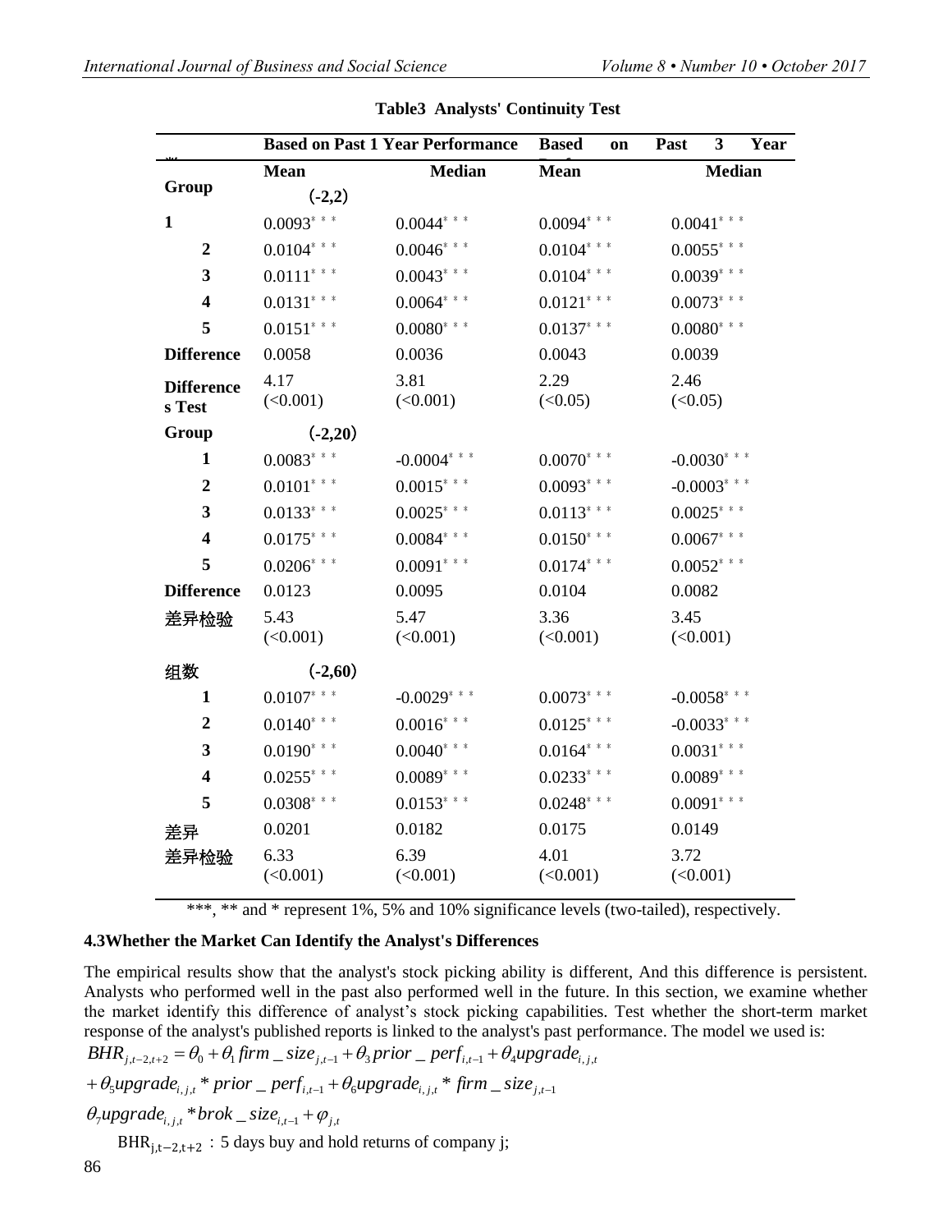**Table3 Analysts' Continuity Test**

| | Based on Past 1 Year Performance | | Based on Past 3 Year Performance | |
|---|---|---|---|---|
| Group | Mean | Median | Mean | Median |
| | (-2,2) | | | |
| 1 | 0.0093*** | 0.0044*** | 0.0094*** | 0.0041*** |
| 2 | 0.0104*** | 0.0046*** | 0.0104*** | 0.0055*** |
| 3 | 0.0111*** | 0.0043*** | 0.0104*** | 0.0039*** |
| 4 | 0.0131*** | 0.0064*** | 0.0121*** | 0.0073*** |
| 5 | 0.0151*** | 0.0080*** | 0.0137*** | 0.0080*** |
| Difference | 0.0058 | 0.0036 | 0.0043 | 0.0039 |
| Differences Test | 4.17 (<0.001) | 3.81 (<0.001) | 2.29 (<0.05) | 2.46 (<0.05) |
| Group | (-2,20) | | | |
| 1 | 0.0083*** | -0.0004*** | 0.0070*** | -0.0030*** |
| 2 | 0.0101*** | 0.0015*** | 0.0093*** | -0.0003*** |
| 3 | 0.0133*** | 0.0025*** | 0.0113*** | 0.0025*** |
| 4 | 0.0175*** | 0.0084*** | 0.0150*** | 0.0067*** |
| 5 | 0.0206*** | 0.0091*** | 0.0174*** | 0.0052*** |
| Difference | 0.0123 | 0.0095 | 0.0104 | 0.0082 |
| 差异检验 | 5.43 (<0.001) | 5.47 (<0.001) | 3.36 (<0.001) | 3.45 (<0.001) |
| 组数 | (-2,60) | | | |
| 1 | 0.0107*** | -0.0029*** | 0.0073*** | -0.0058*** |
| 2 | 0.0140*** | 0.0016*** | 0.0125*** | -0.0033*** |
| 3 | 0.0190*** | 0.0040*** | 0.0164*** | 0.0031*** |
| 4 | 0.0255*** | 0.0089*** | 0.0233*** | 0.0089*** |
| 5 | 0.0308*** | 0.0153*** | 0.0248*** | 0.0091*** |
| 差异 | 0.0201 | 0.0182 | 0.0175 | 0.0149 |
| 差异检验 | 6.33 (<0.001) | 6.39 (<0.001) | 4.01 (<0.001) | 3.72 (<0.001) |

***, ** and * represent 1%, 5% and 10% significance levels (two-tailed), respectively.

### 4.3Whether the Market Can Identify the Analyst's Differences

The empirical results show that the analyst's stock picking ability is different, And this difference is persistent. Analysts who performed well in the past also performed well in the future. In this section, we examine whether the market identify this difference of analyst's stock picking capabilities. Test whether the short-term market response of the analyst's published reports is linked to the analyst's past performance. The model we used is:

$$BHR_{j,t-2,t+2} = \theta_0 + \theta_1 firm\_size_{j,t-1} + \theta_3 prior\_perf_{i,t-1} + \theta_4 upgrade_{i,j,t}$$

$$+ \theta_5 upgrade_{i,j,t} * prior\_perf_{i,t-1} + \theta_6 upgrade_{i,j,t} * firm\_size_{j,t-1}$$

$$\theta_7 upgrade_{i,j,t} * brok\_size_{i,t-1} + \varphi_{j,t}$$

$BHR_{j,t-2,t+2}$ : 5 days buy and hold returns of company j;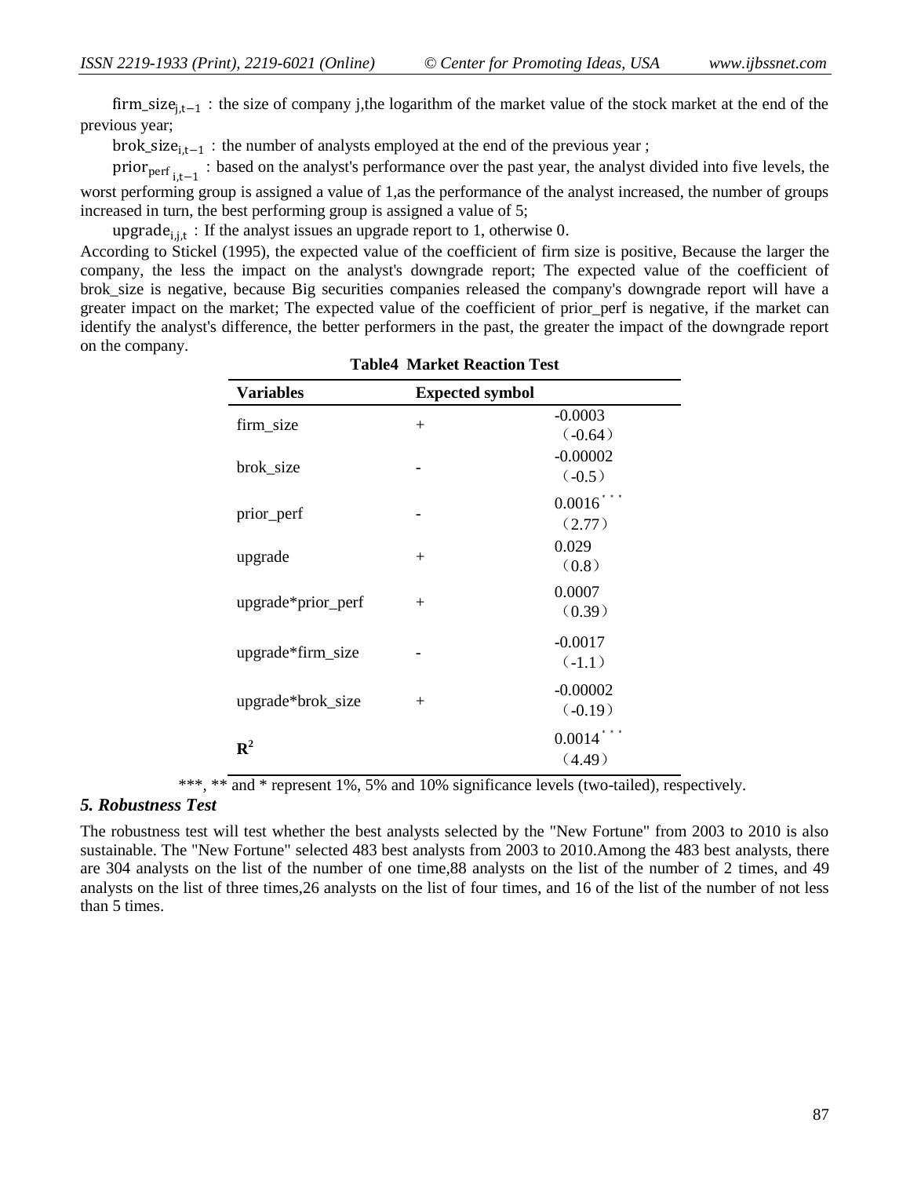$firm\_size_{j,t-1}$ : the size of company j,the logarithm of the market value of the stock market at the end of the previous year;

$brok\_size_{i,t-1}$ : the number of analysts employed at the end of the previous year ;

$prior_{perf\ i,t-1}$ : based on the analyst's performance over the past year, the analyst divided into five levels, the worst performing group is assigned a value of 1,as the performance of the analyst increased, the number of groups increased in turn, the best performing group is assigned a value of 5;

$upgrade_{i,j,t}$ : If the analyst issues an upgrade report to 1, otherwise 0.

According to Stickel (1995), the expected value of the coefficient of firm size is positive, Because the larger the company, the less the impact on the analyst's downgrade report; The expected value of the coefficient of brok_size is negative, because Big securities companies released the company's downgrade report will have a greater impact on the market; The expected value of the coefficient of prior_perf is negative, if the market can identify the analyst's difference, the better performers in the past, the greater the impact of the downgrade report on the company.

**Table4 Market Reaction Test**

| Variables | Expected symbol | |
|---|---|---|
| firm_size | + | -0.0003<br>（-0.64） |
| brok_size | - | -0.00002<br>（-0.5） |
| prior_perf | - | 0.0016***<br>（2.77） |
| upgrade | + | 0.029<br>（0.8） |
| upgrade*prior_perf | + | 0.0007<br>（0.39） |
| upgrade*firm_size | - | -0.0017<br>（-1.1） |
| upgrade*brok_size | + | -0.00002<br>（-0.19） |
| $R^2$ | | 0.0014***<br>（4.49） |

***, ** and * represent 1%, 5% and 10% significance levels (two-tailed), respectively.

### *5. Robustness Test*

The robustness test will test whether the best analysts selected by the "New Fortune" from 2003 to 2010 is also sustainable. The "New Fortune" selected 483 best analysts from 2003 to 2010.Among the 483 best analysts, there are 304 analysts on the list of the number of one time,88 analysts on the list of the number of 2 times, and 49 analysts on the list of three times,26 analysts on the list of four times, and 16 of the list of the number of not less than 5 times.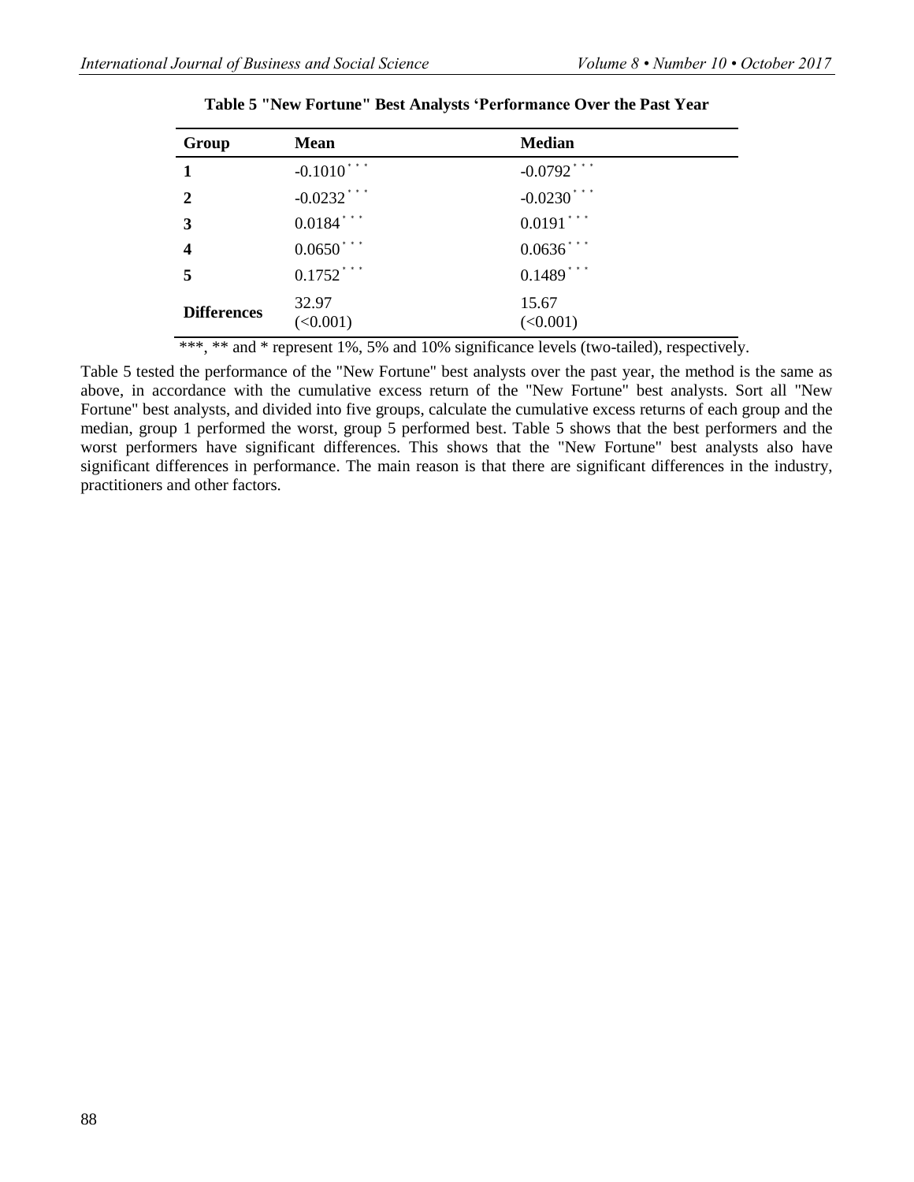**Table 5 "New Fortune" Best Analysts 'Performance Over the Past Year**

| Group | Mean | Median |
|---|---|---|
| **1** | -0.1010*** | -0.0792*** |
| **2** | -0.0232*** | -0.0230*** |
| **3** | 0.0184*** | 0.0191*** |
| **4** | 0.0650*** | 0.0636*** |
| **5** | 0.1752*** | 0.1489*** |
| **Differences** | 32.97 (<0.001) | 15.67 (<0.001) |

***, ** and * represent 1%, 5% and 10% significance levels (two-tailed), respectively.

Table 5 tested the performance of the "New Fortune" best analysts over the past year, the method is the same as above, in accordance with the cumulative excess return of the "New Fortune" best analysts. Sort all "New Fortune" best analysts, and divided into five groups, calculate the cumulative excess returns of each group and the median, group 1 performed the worst, group 5 performed best. Table 5 shows that the best performers and the worst performers have significant differences. This shows that the "New Fortune" best analysts also have significant differences in performance. The main reason is that there are significant differences in the industry, practitioners and other factors.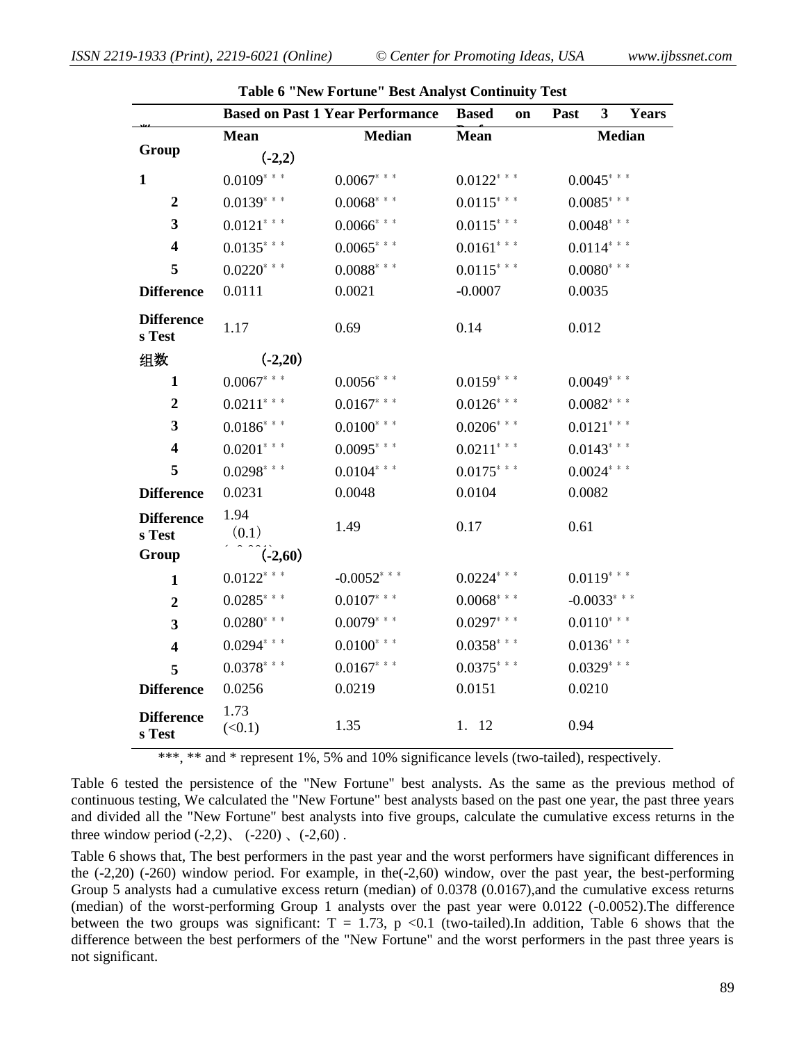**Table 6 "New Fortune" Best Analyst Continuity Test**

| | Based on Past 1 Year Performance | | Based on Past 3 Years | |
|---|---|---|---|---|
| | Mean | Median | Mean | Median |
| Group | (-2,2) | | | |
| 1 | 0.0109*** | 0.0067*** | 0.0122*** | 0.0045*** |
| 2 | 0.0139*** | 0.0068*** | 0.0115*** | 0.0085*** |
| 3 | 0.0121*** | 0.0066*** | 0.0115*** | 0.0048*** |
| 4 | 0.0135*** | 0.0065*** | 0.0161*** | 0.0114*** |
| 5 | 0.0220*** | 0.0088*** | 0.0115*** | 0.0080*** |
| Difference | 0.0111 | 0.0021 | -0.0007 | 0.0035 |
| Differences Test | 1.17 | 0.69 | 0.14 | 0.012 |
| 组数 | (-2,20) | | | |
| 1 | 0.0067*** | 0.0056*** | 0.0159*** | 0.0049*** |
| 2 | 0.0211*** | 0.0167*** | 0.0126*** | 0.0082*** |
| 3 | 0.0186*** | 0.0100*** | 0.0206*** | 0.0121*** |
| 4 | 0.0201*** | 0.0095*** | 0.0211*** | 0.0143*** |
| 5 | 0.0298*** | 0.0104*** | 0.0175*** | 0.0024*** |
| Difference | 0.0231 | 0.0048 | 0.0104 | 0.0082 |
| Differences Test | 1.94 (0.1) | 1.49 | 0.17 | 0.61 |
| Group | (-2,60) | | | |
| 1 | 0.0122*** | -0.0052*** | 0.0224*** | 0.0119*** |
| 2 | 0.0285*** | 0.0107*** | 0.0068*** | -0.0033*** |
| 3 | 0.0280*** | 0.0079*** | 0.0297*** | 0.0110*** |
| 4 | 0.0294*** | 0.0100*** | 0.0358*** | 0.0136*** |
| 5 | 0.0378*** | 0.0167*** | 0.0375*** | 0.0329*** |
| Difference | 0.0256 | 0.0219 | 0.0151 | 0.0210 |
| Differences Test | 1.73 (<0.1) | 1.35 | 1. 12 | 0.94 |

***, ** and * represent 1%, 5% and 10% significance levels (two-tailed), respectively.

Table 6 tested the persistence of the "New Fortune" best analysts. As the same as the previous method of continuous testing, We calculated the "New Fortune" best analysts based on the past one year, the past three years and divided all the "New Fortune" best analysts into five groups, calculate the cumulative excess returns in the three window period (-2,2)、 (-220) 、(-2,60) .

Table 6 shows that, The best performers in the past year and the worst performers have significant differences in the (-2,20) (-260) window period. For example, in the(-2,60) window, over the past year, the best-performing Group 5 analysts had a cumulative excess return (median) of 0.0378 (0.0167),and the cumulative excess returns (median) of the worst-performing Group 1 analysts over the past year were 0.0122 (-0.0052).The difference between the two groups was significant: $T = 1.73$, $p < 0.1$ (two-tailed).In addition, Table 6 shows that the difference between the best performers of the "New Fortune" and the worst performers in the past three years is not significant.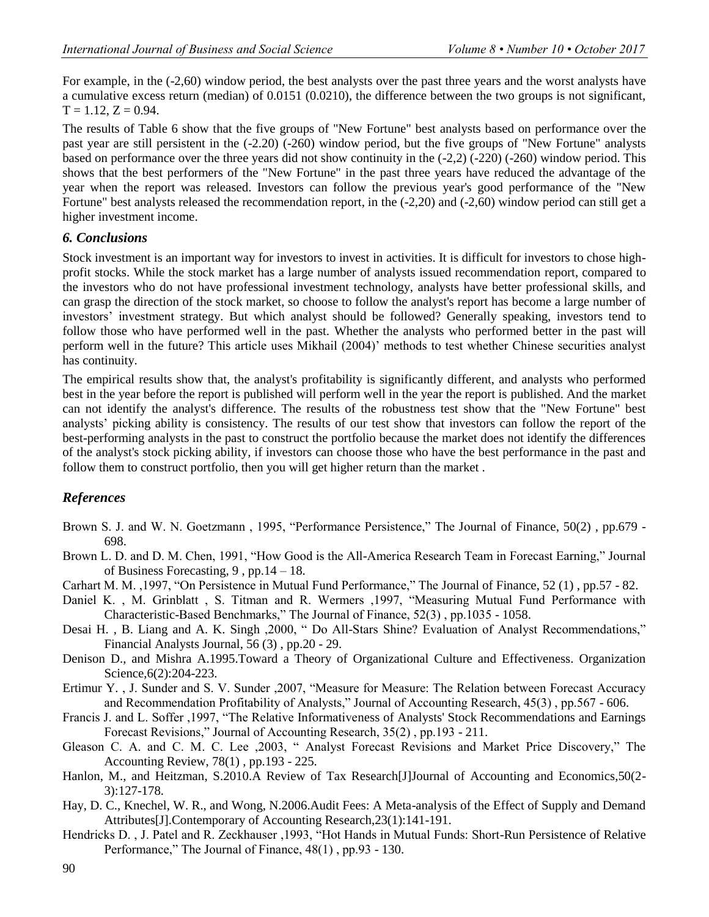For example, in the (-2,60) window period, the best analysts over the past three years and the worst analysts have a cumulative excess return (median) of 0.0151 (0.0210), the difference between the two groups is not significant, $T = 1.12$, $Z = 0.94$.

The results of Table 6 show that the five groups of "New Fortune" best analysts based on performance over the past year are still persistent in the (-2.20) (-260) window period, but the five groups of "New Fortune" analysts based on performance over the three years did not show continuity in the (-2,2) (-220) (-260) window period. This shows that the best performers of the "New Fortune" in the past three years have reduced the advantage of the year when the report was released. Investors can follow the previous year's good performance of the "New Fortune" best analysts released the recommendation report, in the (-2,20) and (-2,60) window period can still get a higher investment income.

## *6. Conclusions*

Stock investment is an important way for investors to invest in activities. It is difficult for investors to chose high-profit stocks. While the stock market has a large number of analysts issued recommendation report, compared to the investors who do not have professional investment technology, analysts have better professional skills, and can grasp the direction of the stock market, so choose to follow the analyst's report has become a large number of investors' investment strategy. But which analyst should be followed? Generally speaking, investors tend to follow those who have performed well in the past. Whether the analysts who performed better in the past will perform well in the future? This article uses Mikhail (2004)' methods to test whether Chinese securities analyst has continuity.

The empirical results show that, the analyst's profitability is significantly different, and analysts who performed best in the year before the report is published will perform well in the year the report is published. And the market can not identify the analyst's difference. The results of the robustness test show that the "New Fortune" best analysts' picking ability is consistency. The results of our test show that investors can follow the report of the best-performing analysts in the past to construct the portfolio because the market does not identify the differences of the analyst's stock picking ability, if investors can choose those who have the best performance in the past and follow them to construct portfolio, then you will get higher return than the market .

## *References*

Brown S. J. and W. N. Goetzmann , 1995, "Performance Persistence," The Journal of Finance, 50(2) , pp.679 - 698.

Brown L. D. and D. M. Chen, 1991, "How Good is the All-America Research Team in Forecast Earning," Journal of Business Forecasting, 9 , pp.14 – 18.

Carhart M. M. ,1997, "On Persistence in Mutual Fund Performance," The Journal of Finance, 52 (1) , pp.57 - 82.

Daniel K. , M. Grinblatt , S. Titman and R. Wermers ,1997, "Measuring Mutual Fund Performance with Characteristic-Based Benchmarks," The Journal of Finance, 52(3) , pp.1035 - 1058.

Desai H. , B. Liang and A. K. Singh ,2000, " Do All-Stars Shine? Evaluation of Analyst Recommendations," Financial Analysts Journal, 56 (3) , pp.20 - 29.

Denison D., and Mishra A.1995.Toward a Theory of Organizational Culture and Effectiveness. Organization Science,6(2):204-223.

Ertimur Y. , J. Sunder and S. V. Sunder ,2007, "Measure for Measure: The Relation between Forecast Accuracy and Recommendation Profitability of Analysts," Journal of Accounting Research, 45(3) , pp.567 - 606.

Francis J. and L. Soffer ,1997, "The Relative Informativeness of Analysts' Stock Recommendations and Earnings Forecast Revisions," Journal of Accounting Research, 35(2) , pp.193 - 211.

Gleason C. A. and C. M. C. Lee ,2003, " Analyst Forecast Revisions and Market Price Discovery," The Accounting Review, 78(1) , pp.193 - 225.

Hanlon, M., and Heitzman, S.2010.A Review of Tax Research[J]Journal of Accounting and Economics,50(2-3):127-178.

Hay, D. C., Knechel, W. R., and Wong, N.2006.Audit Fees: A Meta-analysis of the Effect of Supply and Demand Attributes[J].Contemporary of Accounting Research,23(1):141-191.

Hendricks D. , J. Patel and R. Zeckhauser ,1993, "Hot Hands in Mutual Funds: Short-Run Persistence of Relative Performance," The Journal of Finance, 48(1) , pp.93 - 130.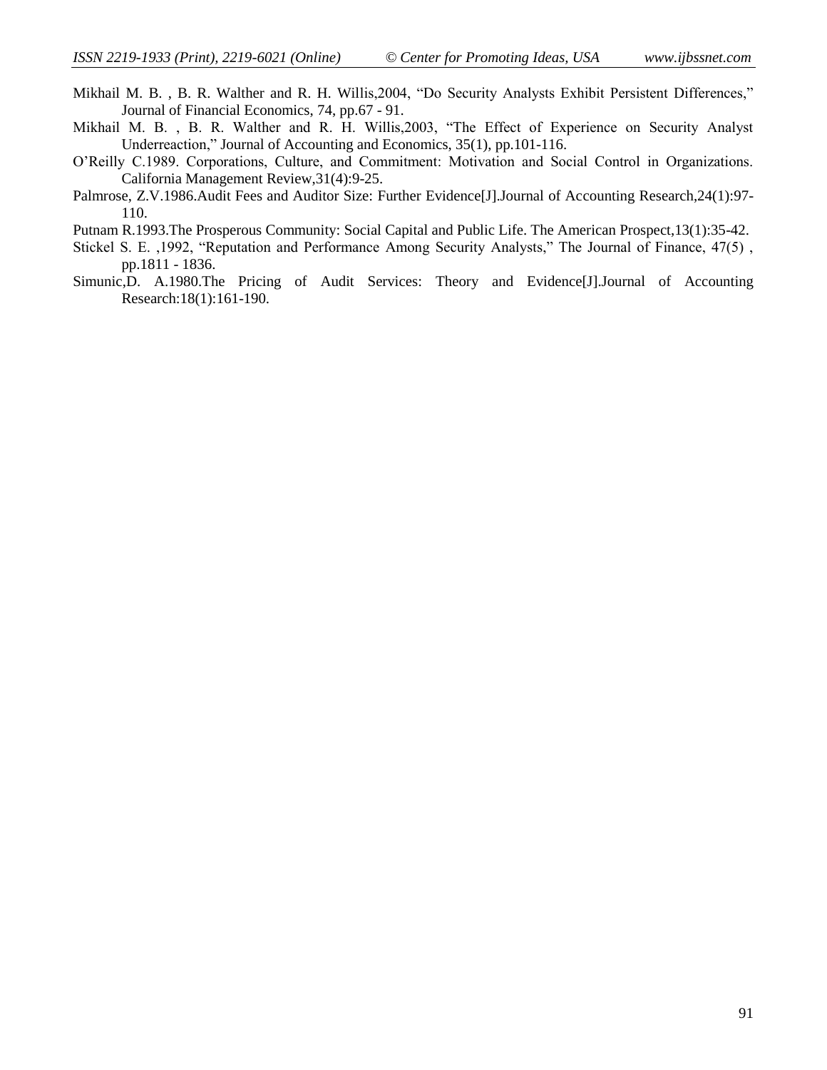Mikhail M. B. , B. R. Walther and R. H. Willis,2004, "Do Security Analysts Exhibit Persistent Differences," Journal of Financial Economics, 74, pp.67 - 91.

Mikhail M. B. , B. R. Walther and R. H. Willis,2003, "The Effect of Experience on Security Analyst Underreaction," Journal of Accounting and Economics, 35(1), pp.101-116.

O'Reilly C.1989. Corporations, Culture, and Commitment: Motivation and Social Control in Organizations. California Management Review,31(4):9-25.

Palmrose, Z.V.1986.Audit Fees and Auditor Size: Further Evidence[J].Journal of Accounting Research,24(1):97-110.

Putnam R.1993.The Prosperous Community: Social Capital and Public Life. The American Prospect,13(1):35-42.

Stickel S. E. ,1992, "Reputation and Performance Among Security Analysts," The Journal of Finance, 47(5) , pp.1811 - 1836.

Simunic,D. A.1980.The Pricing of Audit Services: Theory and Evidence[J].Journal of Accounting Research:18(1):161-190.